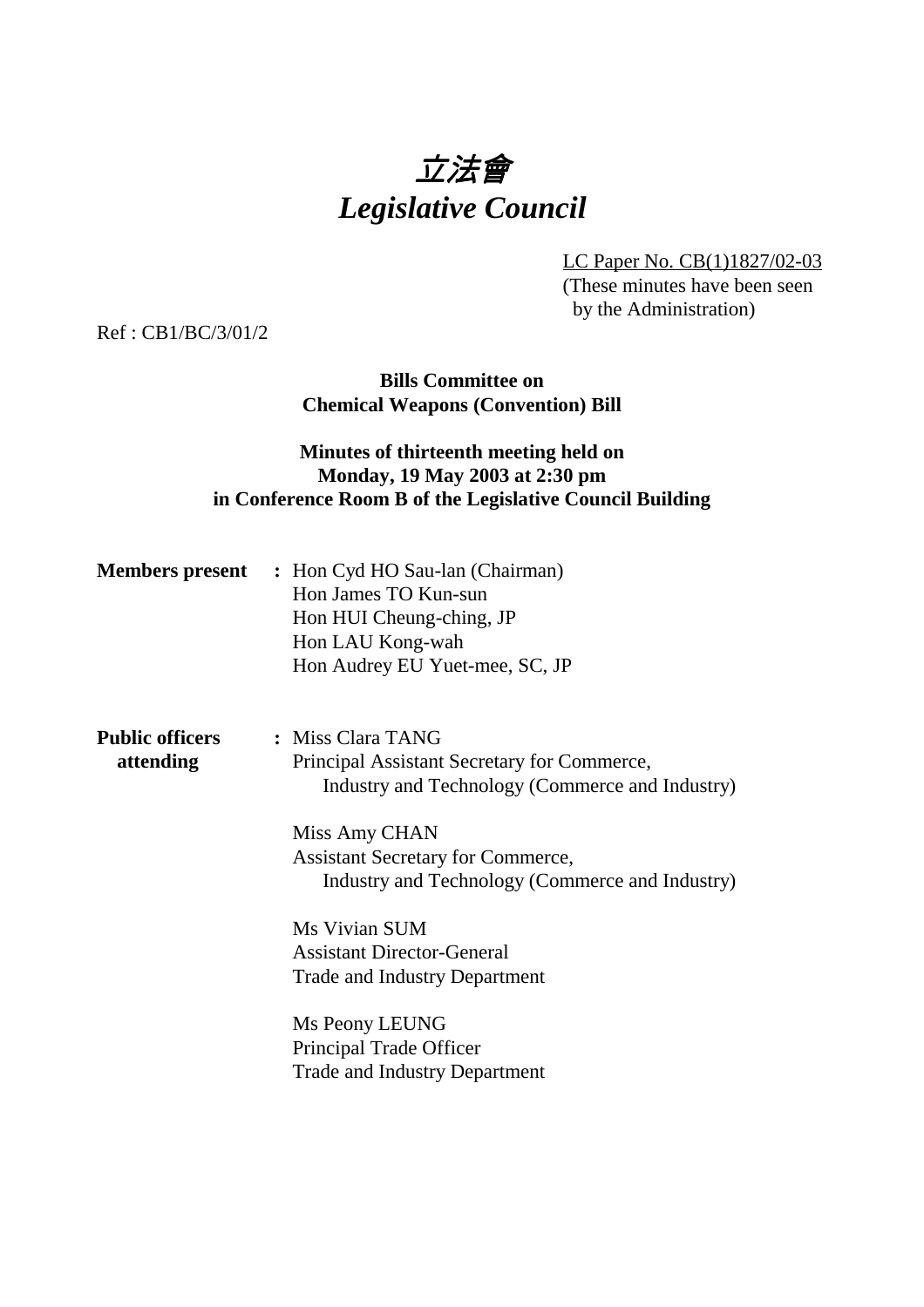# 立法會
# *Legislative Council*

LC Paper No. CB(1)1827/02-03
(These minutes have been seen by the Administration)

Ref : CB1/BC/3/01/2

**Bills Committee on**
**Chemical Weapons (Convention) Bill**

**Minutes of thirteenth meeting held on**
**Monday, 19 May 2003 at 2:30 pm**
**in Conference Room B of the Legislative Council Building**

**Members present** : Hon Cyd HO Sau-lan (Chairman)
Hon James TO Kun-sun
Hon HUI Cheung-ching, JP
Hon LAU Kong-wah
Hon Audrey EU Yuet-mee, SC, JP

**Public officers attending** : Miss Clara TANG
Principal Assistant Secretary for Commerce, Industry and Technology (Commerce and Industry)

Miss Amy CHAN
Assistant Secretary for Commerce, Industry and Technology (Commerce and Industry)

Ms Vivian SUM
Assistant Director-General
Trade and Industry Department

Ms Peony LEUNG
Principal Trade Officer
Trade and Industry Department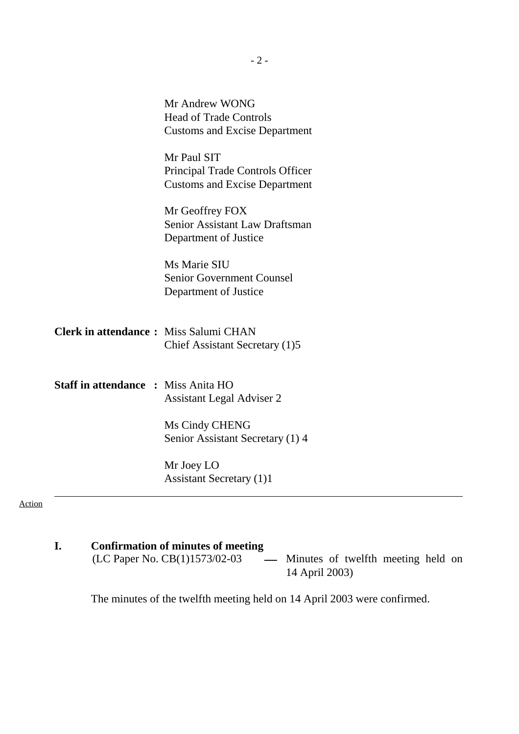Mr Andrew WONG
Head of Trade Controls
Customs and Excise Department

Mr Paul SIT
Principal Trade Controls Officer
Customs and Excise Department

Mr Geoffrey FOX
Senior Assistant Law Draftsman
Department of Justice

Ms Marie SIU
Senior Government Counsel
Department of Justice

**Clerk in attendance :** Miss Salumi CHAN
Chief Assistant Secretary (1)5

**Staff in attendance :** Miss Anita HO
Assistant Legal Adviser 2

Ms Cindy CHENG
Senior Assistant Secretary (1) 4

Mr Joey LO
Assistant Secretary (1)1

---

Action

**I. Confirmation of minutes of meeting**
(LC Paper No. CB(1)1573/02-03 — Minutes of twelfth meeting held on 14 April 2003)

The minutes of the twelfth meeting held on 14 April 2003 were confirmed.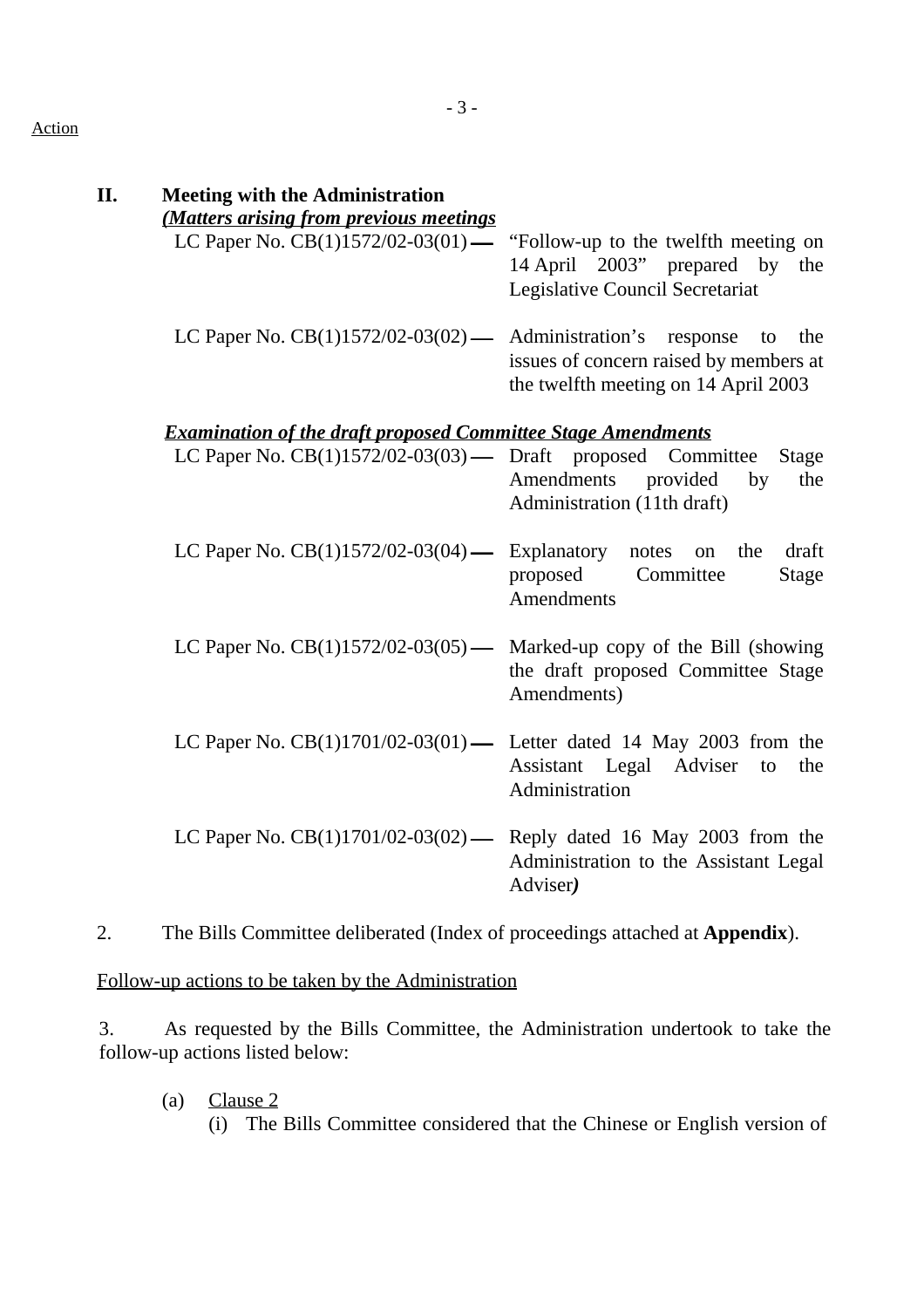Action

**II. Meeting with the Administration**

***(Matters arising from previous meetings***

LC Paper No. CB(1)1572/02-03(01) — "Follow-up to the twelfth meeting on 14 April 2003" prepared by the Legislative Council Secretariat

LC Paper No. CB(1)1572/02-03(02) — Administration's response to the issues of concern raised by members at the twelfth meeting on 14 April 2003

***Examination of the draft proposed Committee Stage Amendments***

LC Paper No. CB(1)1572/02-03(03) — Draft proposed Committee Stage Amendments provided by the Administration (11th draft)

LC Paper No. CB(1)1572/02-03(04) — Explanatory notes on the draft proposed Committee Stage Amendments

LC Paper No. CB(1)1572/02-03(05) — Marked-up copy of the Bill (showing the draft proposed Committee Stage Amendments)

LC Paper No. CB(1)1701/02-03(01) — Letter dated 14 May 2003 from the Assistant Legal Adviser to the Administration

LC Paper No. CB(1)1701/02-03(02) — Reply dated 16 May 2003 from the Administration to the Assistant Legal Adviser***)***

2. The Bills Committee deliberated (Index of proceedings attached at **Appendix**).

Follow-up actions to be taken by the Administration

3. As requested by the Bills Committee, the Administration undertook to take the follow-up actions listed below:

(a) Clause 2

(i) The Bills Committee considered that the Chinese or English version of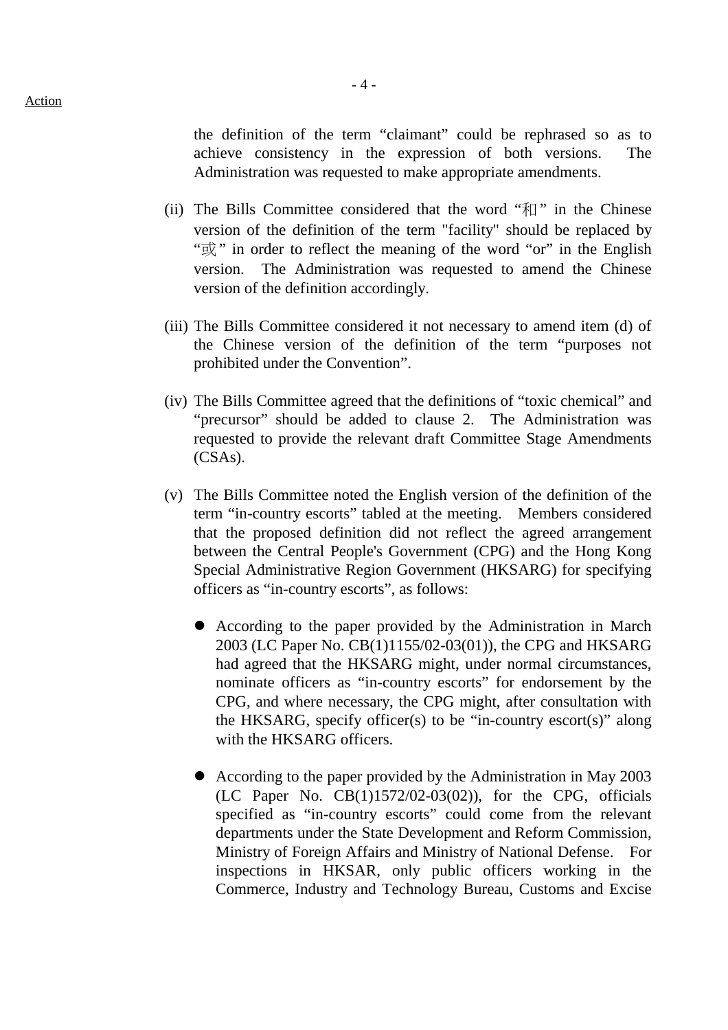Action

the definition of the term “claimant” could be rephrased so as to achieve consistency in the expression of both versions. The Administration was requested to make appropriate amendments.

(ii) The Bills Committee considered that the word “和” in the Chinese version of the definition of the term "facility" should be replaced by “或” in order to reflect the meaning of the word “or” in the English version. The Administration was requested to amend the Chinese version of the definition accordingly.

(iii) The Bills Committee considered it not necessary to amend item (d) of the Chinese version of the definition of the term “purposes not prohibited under the Convention”.

(iv) The Bills Committee agreed that the definitions of “toxic chemical” and “precursor” should be added to clause 2. The Administration was requested to provide the relevant draft Committee Stage Amendments (CSAs).

(v) The Bills Committee noted the English version of the definition of the term “in-country escorts” tabled at the meeting. Members considered that the proposed definition did not reflect the agreed arrangement between the Central People's Government (CPG) and the Hong Kong Special Administrative Region Government (HKSARG) for specifying officers as “in-country escorts”, as follows:

- According to the paper provided by the Administration in March 2003 (LC Paper No. CB(1)1155/02-03(01)), the CPG and HKSARG had agreed that the HKSARG might, under normal circumstances, nominate officers as “in-country escorts” for endorsement by the CPG, and where necessary, the CPG might, after consultation with the HKSARG, specify officer(s) to be “in-country escort(s)” along with the HKSARG officers.

- According to the paper provided by the Administration in May 2003 (LC Paper No. CB(1)1572/02-03(02)), for the CPG, officials specified as “in-country escorts” could come from the relevant departments under the State Development and Reform Commission, Ministry of Foreign Affairs and Ministry of National Defense. For inspections in HKSAR, only public officers working in the Commerce, Industry and Technology Bureau, Customs and Excise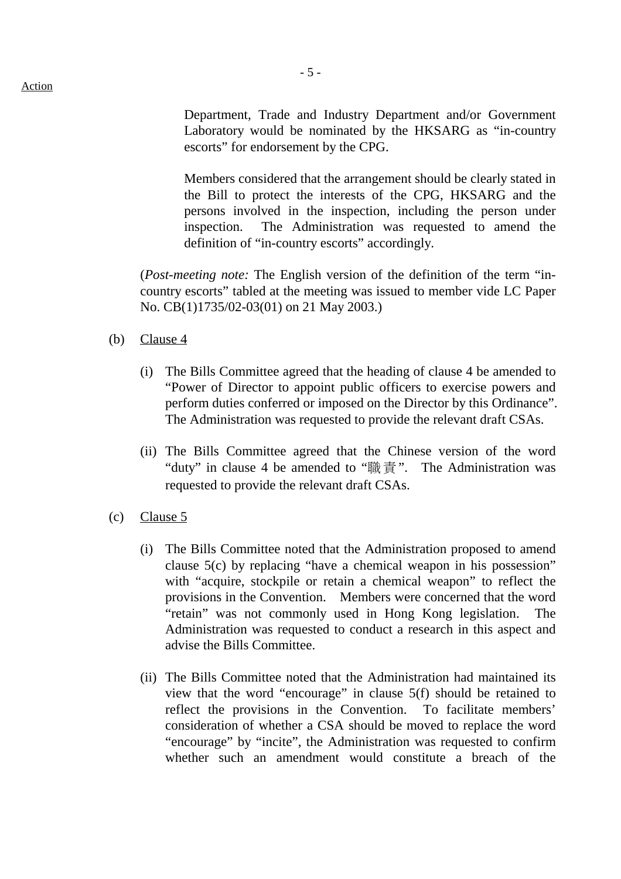Action

Department, Trade and Industry Department and/or Government Laboratory would be nominated by the HKSARG as "in-country escorts" for endorsement by the CPG.

Members considered that the arrangement should be clearly stated in the Bill to protect the interests of the CPG, HKSARG and the persons involved in the inspection, including the person under inspection. The Administration was requested to amend the definition of "in-country escorts" accordingly.

(*Post-meeting note:* The English version of the definition of the term "in-country escorts" tabled at the meeting was issued to member vide LC Paper No. CB(1)1735/02-03(01) on 21 May 2003.)

(b) Clause 4

(i) The Bills Committee agreed that the heading of clause 4 be amended to "Power of Director to appoint public officers to exercise powers and perform duties conferred or imposed on the Director by this Ordinance". The Administration was requested to provide the relevant draft CSAs.

(ii) The Bills Committee agreed that the Chinese version of the word "duty" in clause 4 be amended to "職責". The Administration was requested to provide the relevant draft CSAs.

(c) Clause 5

(i) The Bills Committee noted that the Administration proposed to amend clause 5(c) by replacing "have a chemical weapon in his possession" with "acquire, stockpile or retain a chemical weapon" to reflect the provisions in the Convention. Members were concerned that the word "retain" was not commonly used in Hong Kong legislation. The Administration was requested to conduct a research in this aspect and advise the Bills Committee.

(ii) The Bills Committee noted that the Administration had maintained its view that the word "encourage" in clause 5(f) should be retained to reflect the provisions in the Convention. To facilitate members' consideration of whether a CSA should be moved to replace the word "encourage" by "incite", the Administration was requested to confirm whether such an amendment would constitute a breach of the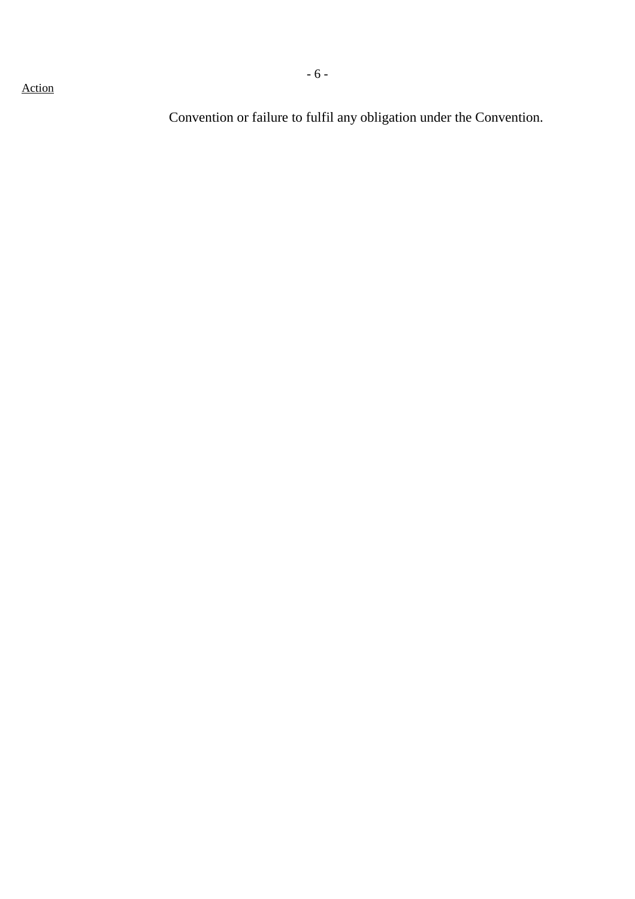Action

Convention or failure to fulfil any obligation under the Convention.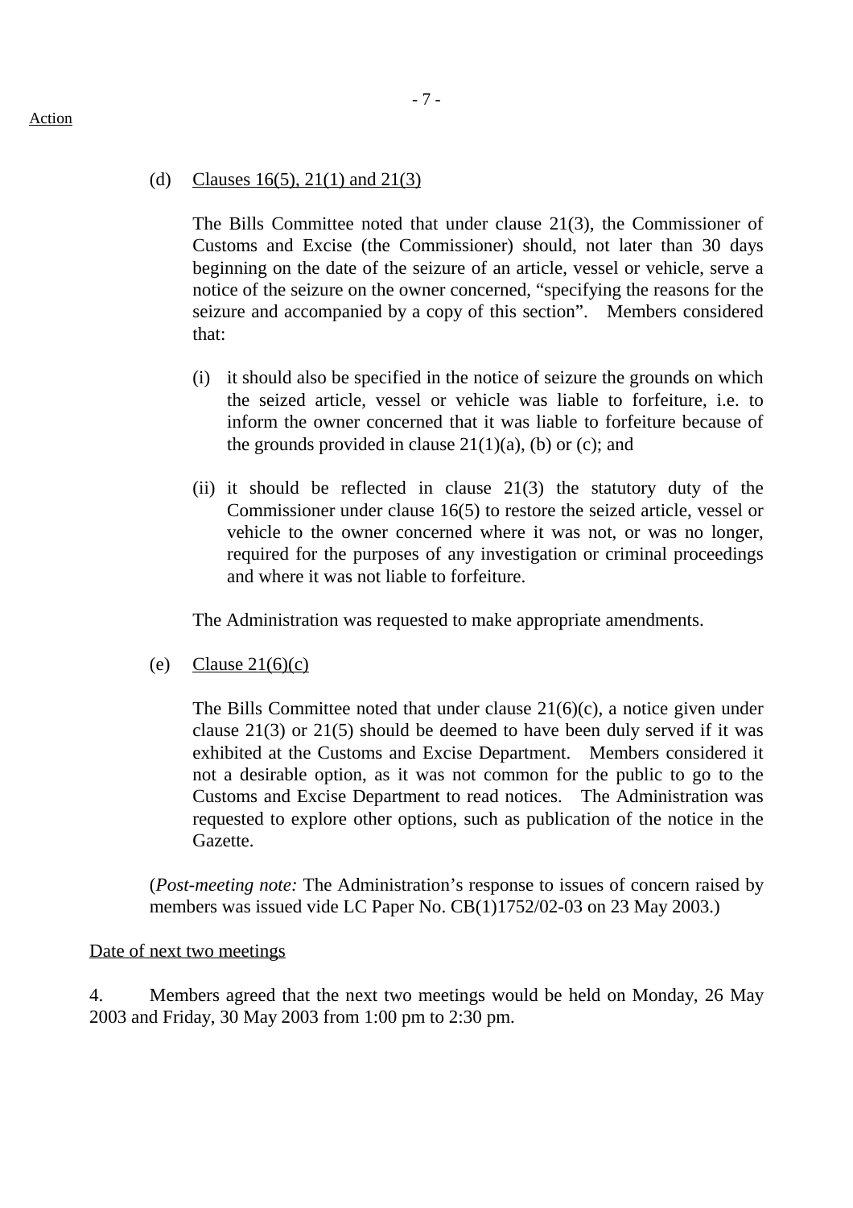Action

(d) Clauses 16(5), 21(1) and 21(3)

The Bills Committee noted that under clause 21(3), the Commissioner of Customs and Excise (the Commissioner) should, not later than 30 days beginning on the date of the seizure of an article, vessel or vehicle, serve a notice of the seizure on the owner concerned, "specifying the reasons for the seizure and accompanied by a copy of this section". Members considered that:

(i) it should also be specified in the notice of seizure the grounds on which the seized article, vessel or vehicle was liable to forfeiture, i.e. to inform the owner concerned that it was liable to forfeiture because of the grounds provided in clause 21(1)(a), (b) or (c); and

(ii) it should be reflected in clause 21(3) the statutory duty of the Commissioner under clause 16(5) to restore the seized article, vessel or vehicle to the owner concerned where it was not, or was no longer, required for the purposes of any investigation or criminal proceedings and where it was not liable to forfeiture.

The Administration was requested to make appropriate amendments.

(e) Clause 21(6)(c)

The Bills Committee noted that under clause 21(6)(c), a notice given under clause 21(3) or 21(5) should be deemed to have been duly served if it was exhibited at the Customs and Excise Department. Members considered it not a desirable option, as it was not common for the public to go to the Customs and Excise Department to read notices. The Administration was requested to explore other options, such as publication of the notice in the Gazette.

(*Post-meeting note:* The Administration's response to issues of concern raised by members was issued vide LC Paper No. CB(1)1752/02-03 on 23 May 2003.)

Date of next two meetings

4. Members agreed that the next two meetings would be held on Monday, 26 May 2003 and Friday, 30 May 2003 from 1:00 pm to 2:30 pm.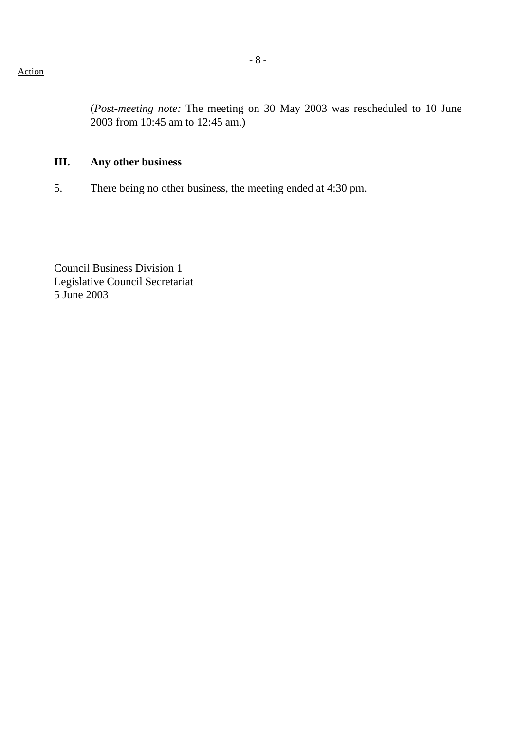Action

(*Post-meeting note:* The meeting on 30 May 2003 was rescheduled to 10 June 2003 from 10:45 am to 12:45 am.)

## III. Any other business

5. There being no other business, the meeting ended at 4:30 pm.

Council Business Division 1
Legislative Council Secretariat
5 June 2003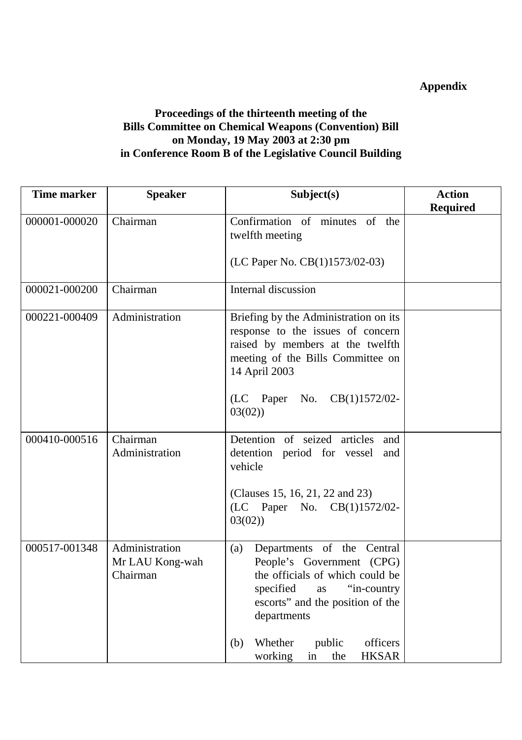**Appendix**

**Proceedings of the thirteenth meeting of the Bills Committee on Chemical Weapons (Convention) Bill on Monday, 19 May 2003 at 2:30 pm in Conference Room B of the Legislative Council Building**

| Time marker | Speaker | Subject(s) | Action Required |
|---|---|---|---|
| 000001-000020 | Chairman | Confirmation of minutes of the twelfth meeting<br><br>(LC Paper No. CB(1)1573/02-03) | |
| 000021-000200 | Chairman | Internal discussion | |
| 000221-000409 | Administration | Briefing by the Administration on its response to the issues of concern raised by members at the twelfth meeting of the Bills Committee on 14 April 2003<br><br>(LC Paper No. CB(1)1572/02-03(02)) | |
| 000410-000516 | Chairman<br>Administration | Detention of seized articles and detention period for vessel and vehicle<br><br>(Clauses 15, 16, 21, 22 and 23)<br>(LC Paper No. CB(1)1572/02-03(02)) | |
| 000517-001348 | Administration<br>Mr LAU Kong-wah<br>Chairman | (a) Departments of the Central People's Government (CPG) the officials of which could be specified as "in-country escorts" and the position of the departments<br><br>(b) Whether public officers working in the HKSAR | |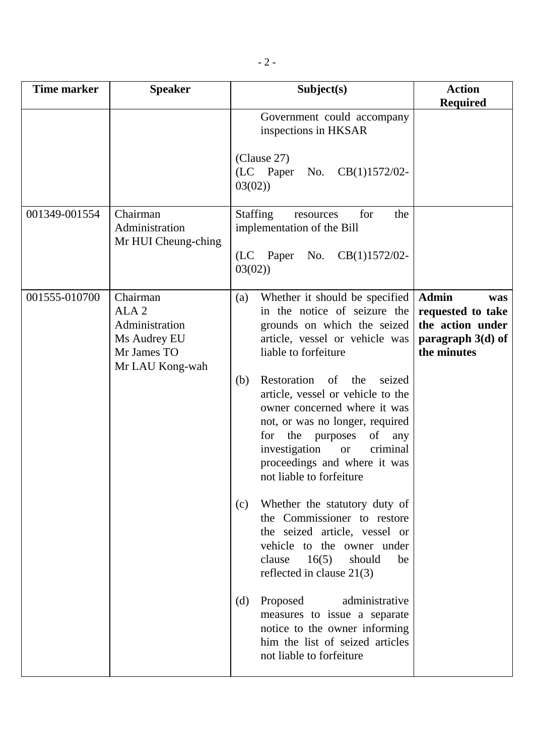| Time marker | Speaker | Subject(s) | Action Required |
|---|---|---|---|
| | | Government could accompany inspections in HKSAR<br><br>(Clause 27)<br>(LC Paper No. CB(1)1572/02-03(02)) | |
| 001349-001554 | Chairman<br>Administration<br>Mr HUI Cheung-ching | Staffing resources for the implementation of the Bill<br><br>(LC Paper No. CB(1)1572/02-03(02)) | |
| 001555-010700 | Chairman<br>ALA 2<br>Administration<br>Ms Audrey EU<br>Mr James TO<br>Mr LAU Kong-wah | (a) Whether it should be specified in the notice of seizure the grounds on which the seized article, vessel or vehicle was liable to forfeiture<br><br>(b) Restoration of the seized article, vessel or vehicle to the owner concerned where it was not, or was no longer, required for the purposes of any investigation or criminal proceedings and where it was not liable to forfeiture<br><br>(c) Whether the statutory duty of the Commissioner to restore the seized article, vessel or vehicle to the owner under clause 16(5) should be reflected in clause 21(3)<br><br>(d) Proposed administrative measures to issue a separate notice to the owner informing him the list of seized articles not liable to forfeiture | **Admin was requested to take the action under paragraph 3(d) of the minutes** |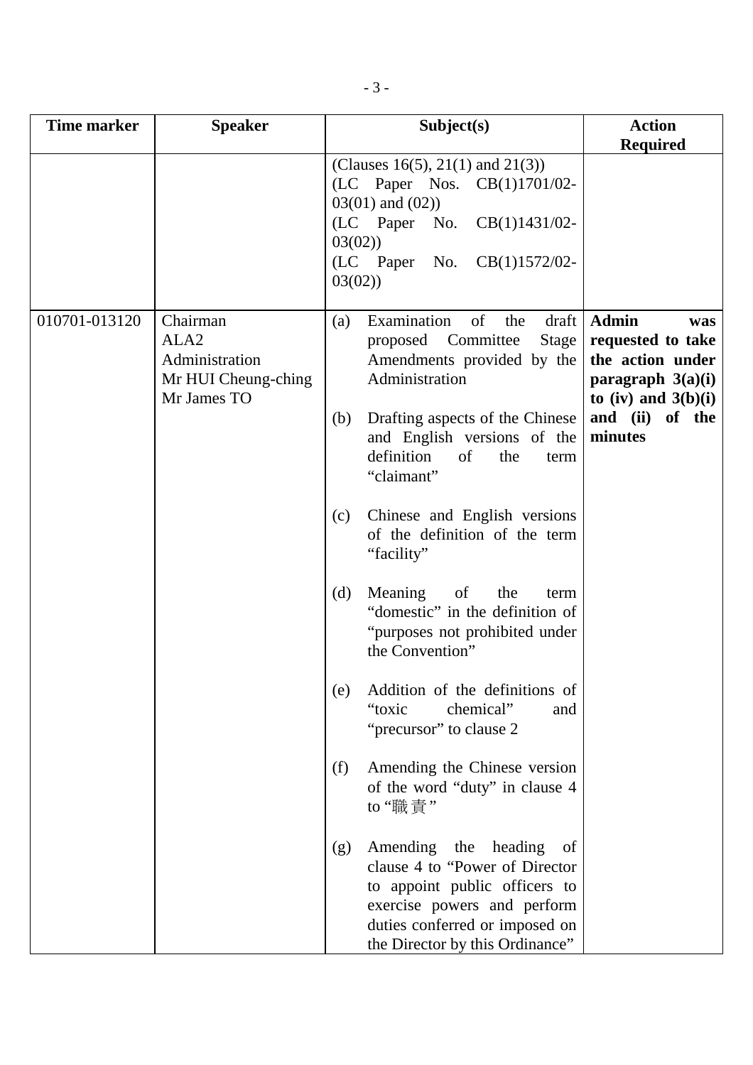| Time marker | Speaker | Subject(s) | Action Required |
|---|---|---|---|
| | | (Clauses 16(5), 21(1) and 21(3)) (LC Paper Nos. CB(1)1701/02-03(01) and (02)) (LC Paper No. CB(1)1431/02-03(02)) (LC Paper No. CB(1)1572/02-03(02)) | |
| 010701-013120 | Chairman<br>ALA2<br>Administration<br>Mr HUI Cheung-ching<br>Mr James TO | (a) Examination of the draft proposed Committee Stage Amendments provided by the Administration<br><br>(b) Drafting aspects of the Chinese and English versions of the definition of the term "claimant"<br><br>(c) Chinese and English versions of the definition of the term "facility"<br><br>(d) Meaning of the term "domestic" in the definition of "purposes not prohibited under the Convention"<br><br>(e) Addition of the definitions of "toxic chemical" and "precursor" to clause 2<br><br>(f) Amending the Chinese version of the word "duty" in clause 4 to "職責"<br><br>(g) Amending the heading of clause 4 to "Power of Director to appoint public officers to exercise powers and perform duties conferred or imposed on the Director by this Ordinance" | **Admin was requested to take the action under paragraph 3(a)(i) to (iv) and 3(b)(i) and (ii) of the minutes** |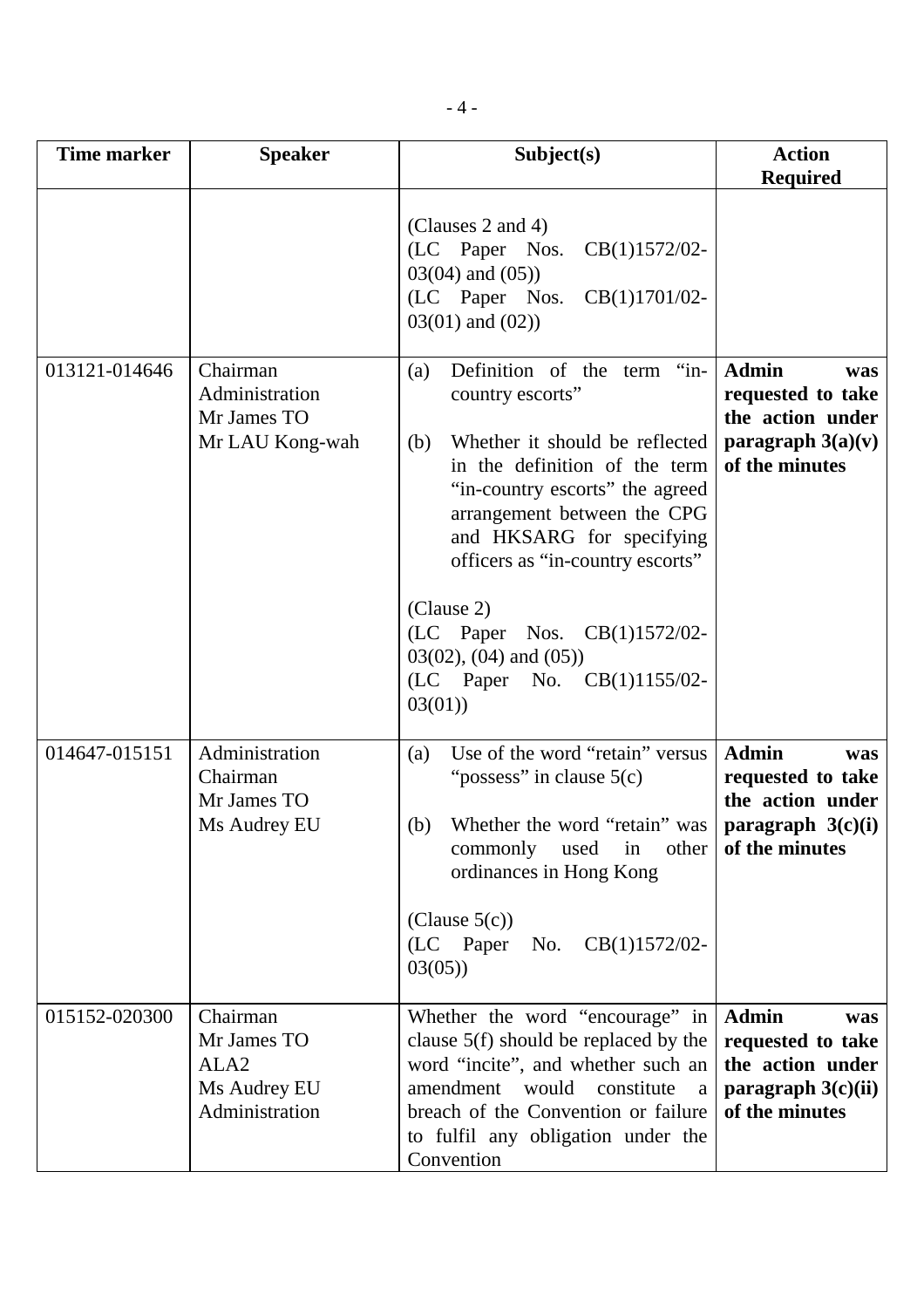| Time marker | Speaker | Subject(s) | Action Required |
|---|---|---|---|
| | | (Clauses 2 and 4)<br>(LC Paper Nos. CB(1)1572/02-03(04) and (05))<br>(LC Paper Nos. CB(1)1701/02-03(01) and (02)) | |
| 013121-014646 | Chairman<br>Administration<br>Mr James TO<br>Mr LAU Kong-wah | (a) Definition of the term "in-country escorts"<br><br>(b) Whether it should be reflected in the definition of the term "in-country escorts" the agreed arrangement between the CPG and HKSARG for specifying officers as "in-country escorts"<br><br>(Clause 2)<br>(LC Paper Nos. CB(1)1572/02-03(02), (04) and (05))<br>(LC Paper No. CB(1)1155/02-03(01)) | **Admin was requested to take the action under paragraph 3(a)(v) of the minutes** |
| 014647-015151 | Administration<br>Chairman<br>Mr James TO<br>Ms Audrey EU | (a) Use of the word "retain" versus "possess" in clause 5(c)<br><br>(b) Whether the word "retain" was commonly used in other ordinances in Hong Kong<br><br>(Clause 5(c))<br>(LC Paper No. CB(1)1572/02-03(05)) | **Admin was requested to take the action under paragraph 3(c)(i) of the minutes** |
| 015152-020300 | Chairman<br>Mr James TO<br>ALA2<br>Ms Audrey EU<br>Administration | Whether the word "encourage" in clause 5(f) should be replaced by the word "incite", and whether such an amendment would constitute a breach of the Convention or failure to fulfil any obligation under the Convention | **Admin was requested to take the action under paragraph 3(c)(ii) of the minutes** |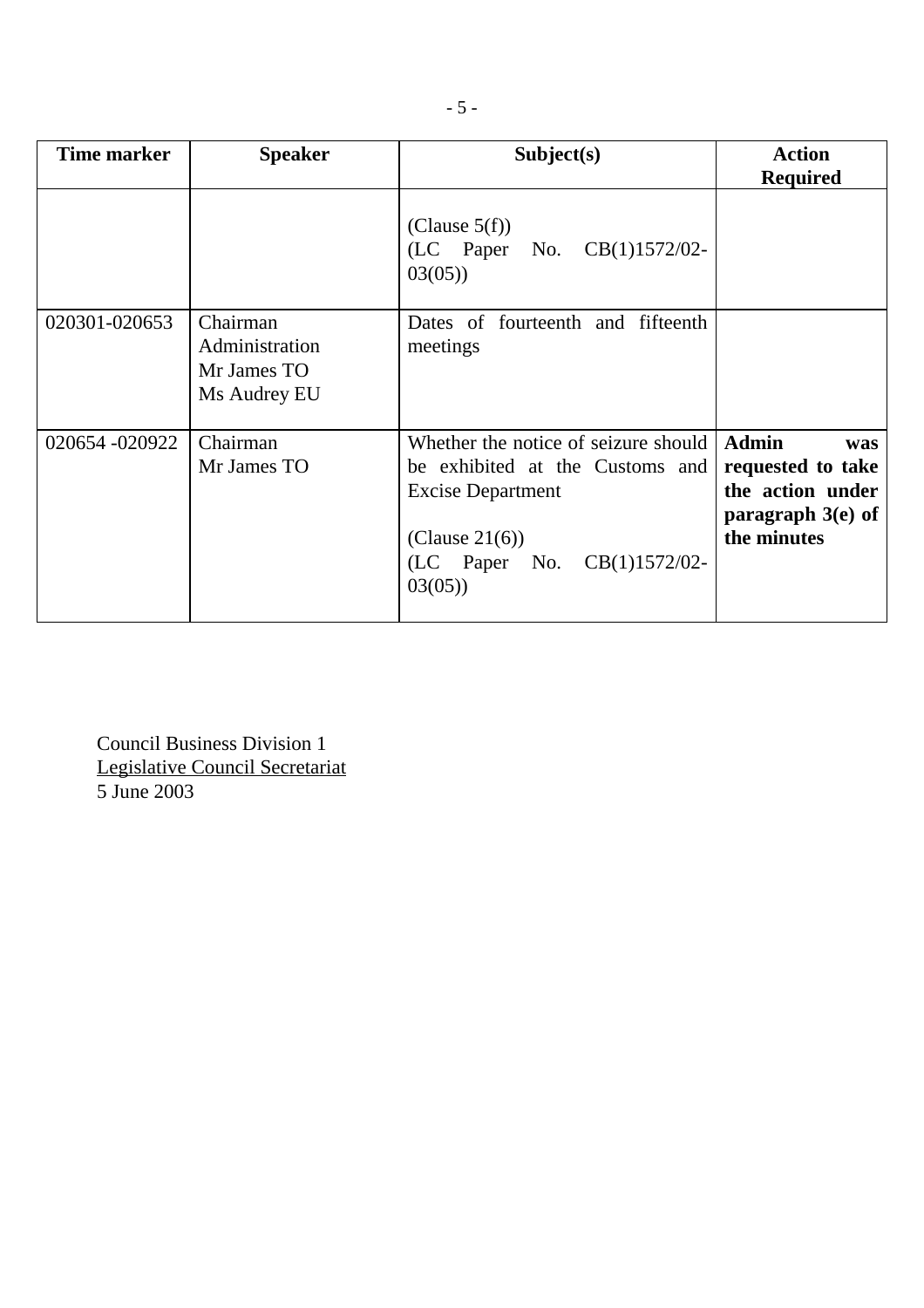| Time marker | Speaker | Subject(s) | Action Required |
|---|---|---|---|
| | | (Clause 5(f))<br>(LC Paper No. CB(1)1572/02-03(05)) | |
| 020301-020653 | Chairman<br>Administration<br>Mr James TO<br>Ms Audrey EU | Dates of fourteenth and fifteenth meetings | |
| 020654 -020922 | Chairman<br>Mr James TO | Whether the notice of seizure should be exhibited at the Customs and Excise Department<br><br>(Clause 21(6))<br>(LC Paper No. CB(1)1572/02-03(05)) | **Admin was requested to take the action under paragraph 3(e) of the minutes** |

Council Business Division 1
Legislative Council Secretariat
5 June 2003